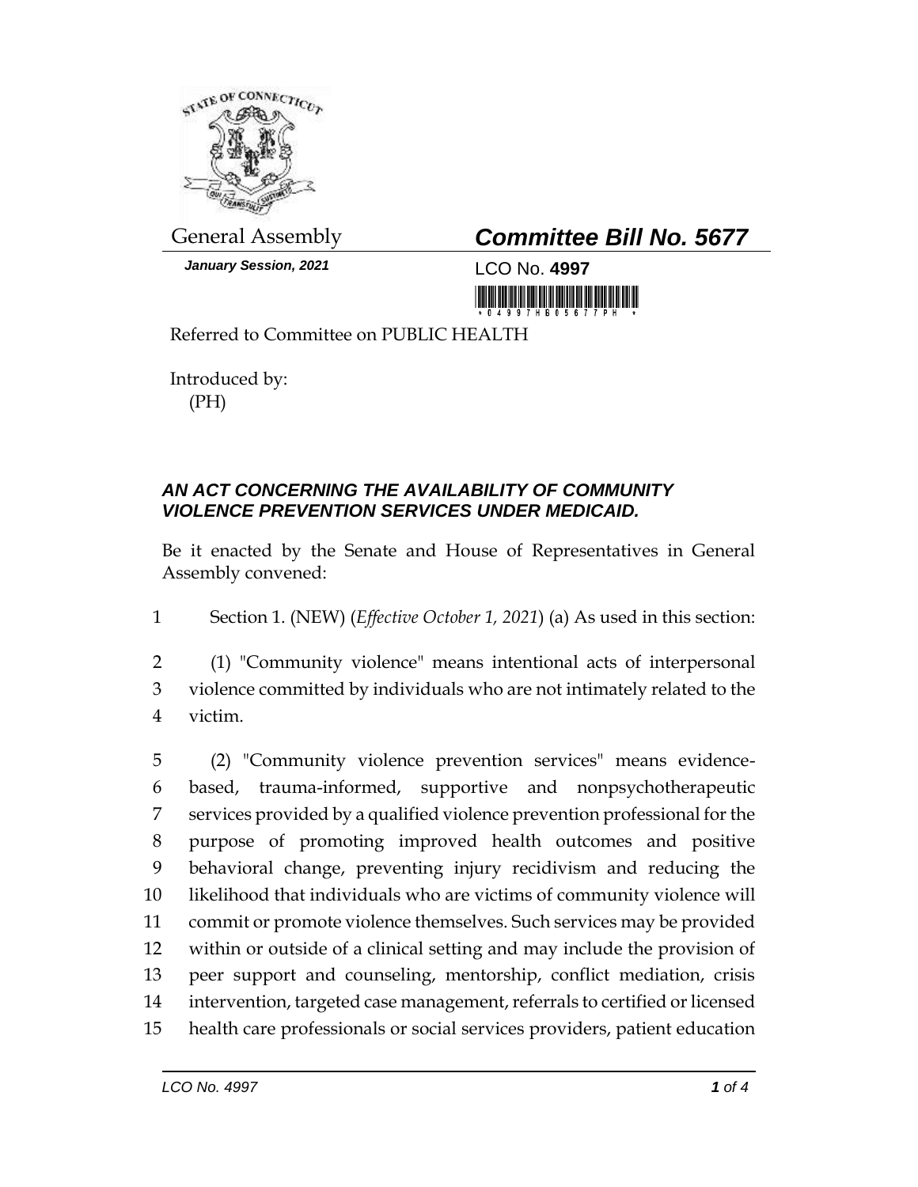General Assembly

**Committee Bill No. 5677**

*January Session, 2021*

LCO No. **4997**

Referred to Committee on PUBLIC HEALTH

Introduced by:
(PH)

***AN ACT CONCERNING THE AVAILABILITY OF COMMUNITY VIOLENCE PREVENTION SERVICES UNDER MEDICAID.***

Be it enacted by the Senate and House of Representatives in General Assembly convened:

1 Section 1. (NEW) (*Effective October 1, 2021*) (a) As used in this section:

2 (1) "Community violence" means intentional acts of interpersonal
3 violence committed by individuals who are not intimately related to the
4 victim.

5 (2) "Community violence prevention services" means evidence-
6 based, trauma-informed, supportive and nonpsychotherapeutic
7 services provided by a qualified violence prevention professional for the
8 purpose of promoting improved health outcomes and positive
9 behavioral change, preventing injury recidivism and reducing the
10 likelihood that individuals who are victims of community violence will
11 commit or promote violence themselves. Such services may be provided
12 within or outside of a clinical setting and may include the provision of
13 peer support and counseling, mentorship, conflict mediation, crisis
14 intervention, targeted case management, referrals to certified or licensed
15 health care professionals or social services providers, patient education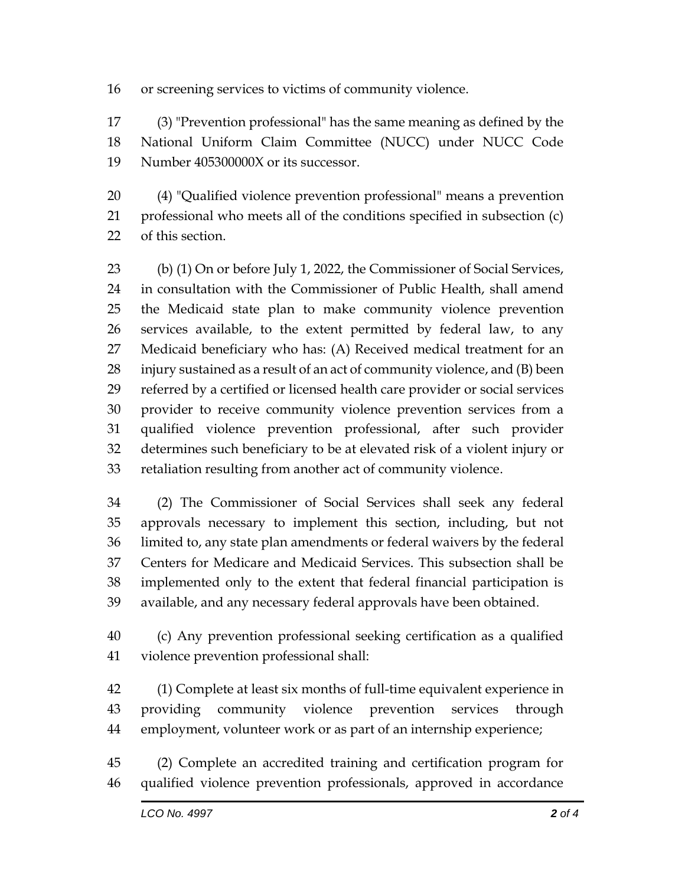or screening services to victims of community violence.

(3) "Prevention professional" has the same meaning as defined by the National Uniform Claim Committee (NUCC) under NUCC Code Number 405300000X or its successor.

(4) "Qualified violence prevention professional" means a prevention professional who meets all of the conditions specified in subsection (c) of this section.

(b) (1) On or before July 1, 2022, the Commissioner of Social Services, in consultation with the Commissioner of Public Health, shall amend the Medicaid state plan to make community violence prevention services available, to the extent permitted by federal law, to any Medicaid beneficiary who has: (A) Received medical treatment for an injury sustained as a result of an act of community violence, and (B) been referred by a certified or licensed health care provider or social services provider to receive community violence prevention services from a qualified violence prevention professional, after such provider determines such beneficiary to be at elevated risk of a violent injury or retaliation resulting from another act of community violence.

(2) The Commissioner of Social Services shall seek any federal approvals necessary to implement this section, including, but not limited to, any state plan amendments or federal waivers by the federal Centers for Medicare and Medicaid Services. This subsection shall be implemented only to the extent that federal financial participation is available, and any necessary federal approvals have been obtained.

(c) Any prevention professional seeking certification as a qualified violence prevention professional shall:

(1) Complete at least six months of full-time equivalent experience in providing community violence prevention services through employment, volunteer work or as part of an internship experience;

(2) Complete an accredited training and certification program for qualified violence prevention professionals, approved in accordance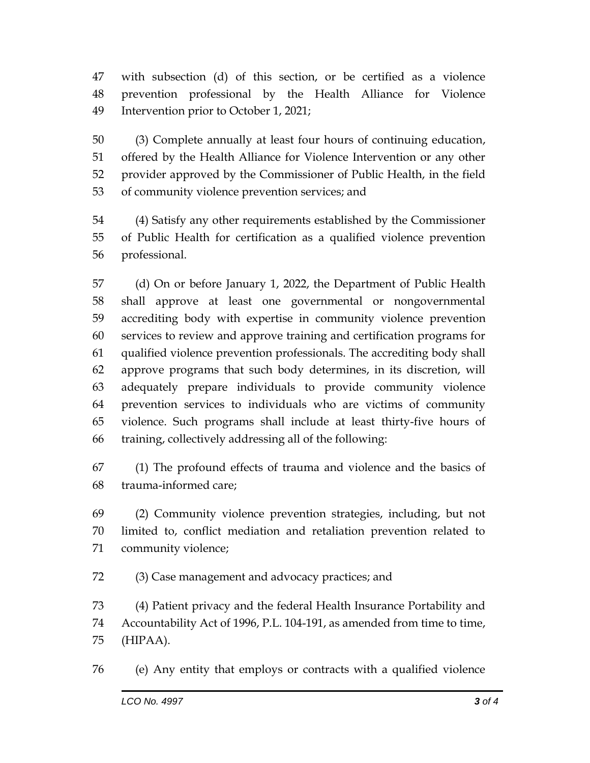with subsection (d) of this section, or be certified as a violence prevention professional by the Health Alliance for Violence Intervention prior to October 1, 2021;

(3) Complete annually at least four hours of continuing education, offered by the Health Alliance for Violence Intervention or any other provider approved by the Commissioner of Public Health, in the field of community violence prevention services; and

(4) Satisfy any other requirements established by the Commissioner of Public Health for certification as a qualified violence prevention professional.

(d) On or before January 1, 2022, the Department of Public Health shall approve at least one governmental or nongovernmental accrediting body with expertise in community violence prevention services to review and approve training and certification programs for qualified violence prevention professionals. The accrediting body shall approve programs that such body determines, in its discretion, will adequately prepare individuals to provide community violence prevention services to individuals who are victims of community violence. Such programs shall include at least thirty-five hours of training, collectively addressing all of the following:

(1) The profound effects of trauma and violence and the basics of trauma-informed care;

(2) Community violence prevention strategies, including, but not limited to, conflict mediation and retaliation prevention related to community violence;

(3) Case management and advocacy practices; and

(4) Patient privacy and the federal Health Insurance Portability and Accountability Act of 1996, P.L. 104-191, as amended from time to time, (HIPAA).

(e) Any entity that employs or contracts with a qualified violence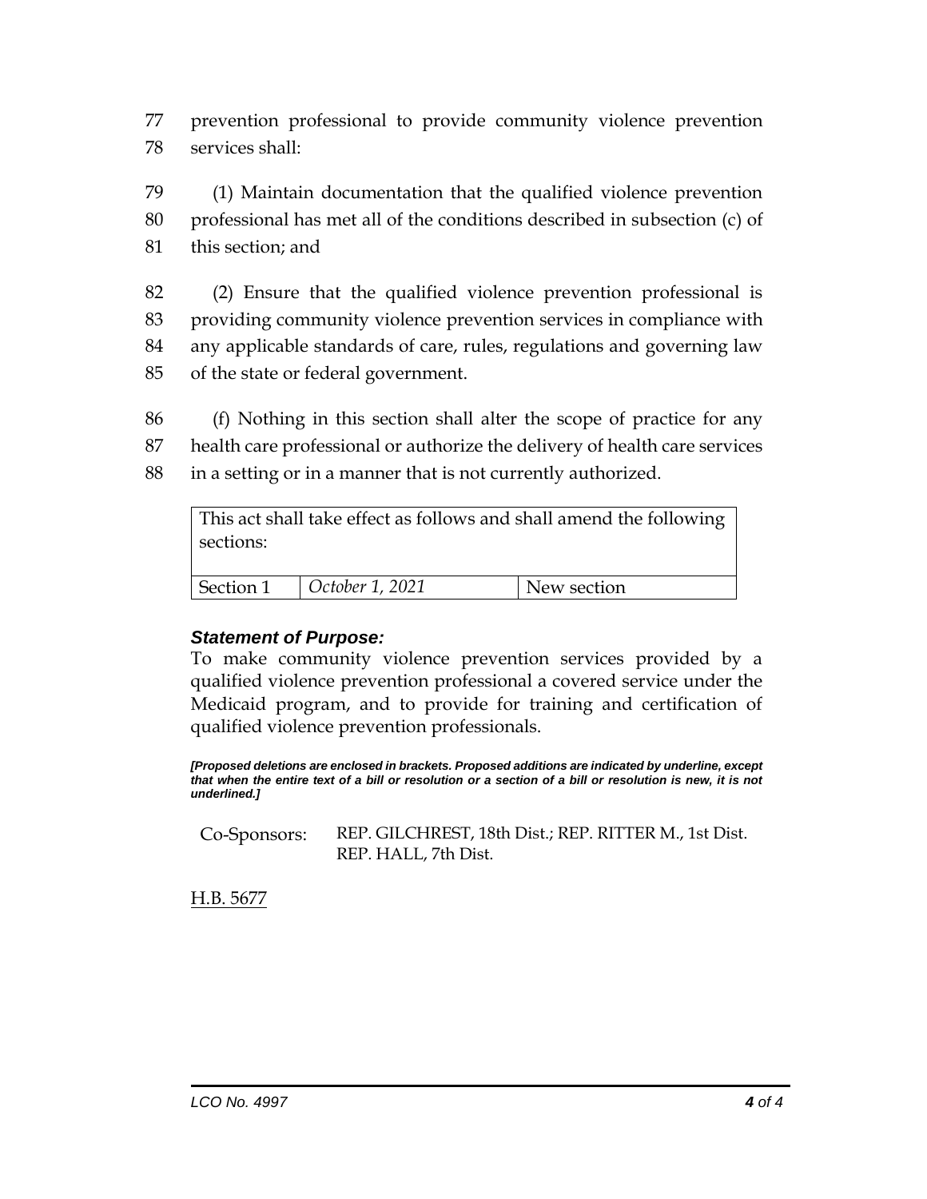prevention professional to provide community violence prevention services shall:

(1) Maintain documentation that the qualified violence prevention professional has met all of the conditions described in subsection (c) of this section; and

(2) Ensure that the qualified violence prevention professional is providing community violence prevention services in compliance with any applicable standards of care, rules, regulations and governing law of the state or federal government.

(f) Nothing in this section shall alter the scope of practice for any health care professional or authorize the delivery of health care services in a setting or in a manner that is not currently authorized.

| This act shall take effect as follows and shall amend the following sections: | | |
|---|---|---|
| Section 1 | *October 1, 2021* | New section |

***Statement of Purpose:***

To make community violence prevention services provided by a qualified violence prevention professional a covered service under the Medicaid program, and to provide for training and certification of qualified violence prevention professionals.

***[Proposed deletions are enclosed in brackets. Proposed additions are indicated by underline, except that when the entire text of a bill or resolution or a section of a bill or resolution is new, it is not underlined.]***

Co-Sponsors: REP. GILCHREST, 18th Dist.; REP. RITTER M., 1st Dist. REP. HALL, 7th Dist.

H.B. 5677